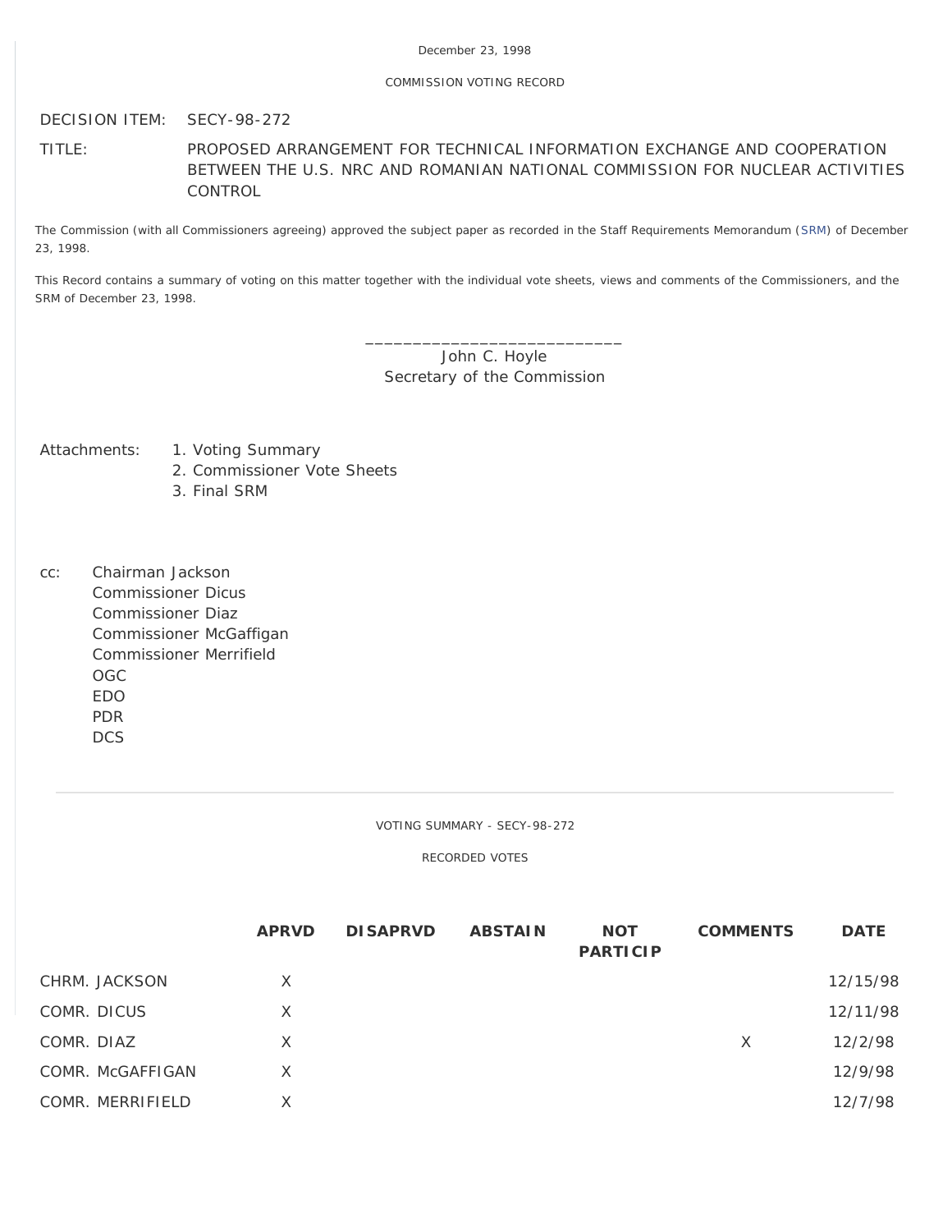December 23, 1998

COMMISSION VOTING RECORD

DECISION ITEM: SECY-98-272

TITLE: PROPOSED ARRANGEMENT FOR TECHNICAL INFORMATION EXCHANGE AND COOPERATION BETWEEN THE U.S. NRC AND ROMANIAN NATIONAL COMMISSION FOR NUCLEAR ACTIVITIES CONTROL

The Commission (with all Commissioners agreeing) approved the subject paper as recorded in the Staff Requirements Memorandum (SRM) of December 23, 1998.

This Record contains a summary of voting on this matter together with the individual vote sheets, views and comments of the Commissioners, and the SRM of December 23, 1998.

\_\_\_\_\_\_\_\_\_\_\_\_\_\_\_\_\_\_\_\_\_\_\_\_\_\_\_\_
John C. Hoyle
Secretary of the Commission

Attachments:
1. Voting Summary
2. Commissioner Vote Sheets
3. Final SRM

cc:
Chairman Jackson
Commissioner Dicus
Commissioner Diaz
Commissioner McGaffigan
Commissioner Merrifield
OGC
EDO
PDR
DCS

---

VOTING SUMMARY - SECY-98-272

RECORDED VOTES

| | APRVD | DISAPRVD | ABSTAIN | NOT PARTICIP | COMMENTS | DATE |
|---|---|---|---|---|---|---|
| CHRM. JACKSON | X | | | | | 12/15/98 |
| COMR. DICUS | X | | | | | 12/11/98 |
| COMR. DIAZ | X | | | | X | 12/2/98 |
| COMR. McGAFFIGAN | X | | | | | 12/9/98 |
| COMR. MERRIFIELD | X | | | | | 12/7/98 |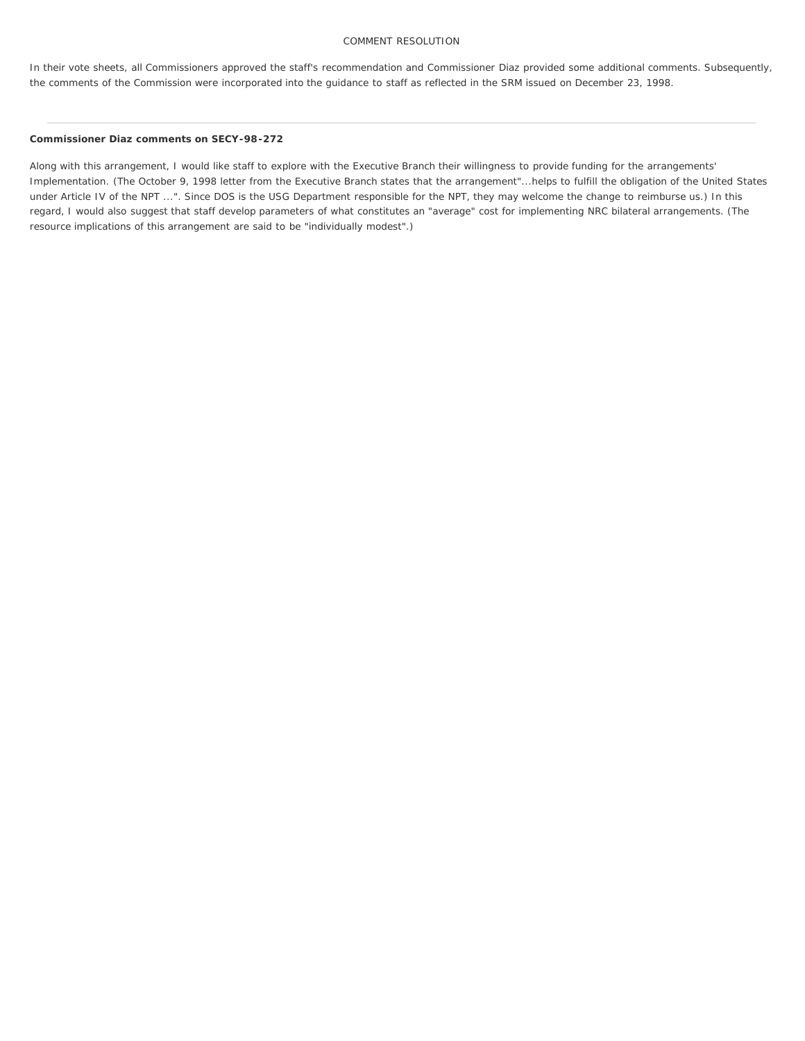COMMENT RESOLUTION

In their vote sheets, all Commissioners approved the staff's recommendation and Commissioner Diaz provided some additional comments. Subsequently, the comments of the Commission were incorporated into the guidance to staff as reflected in the SRM issued on December 23, 1998.

---

**Commissioner Diaz comments on SECY-98-272**

Along with this arrangement, I would like staff to explore with the Executive Branch their willingness to provide funding for the arrangements' Implementation. (The October 9, 1998 letter from the Executive Branch states that the arrangement"...helps to fulfill the obligation of the United States under Article IV of the NPT ...". Since DOS is the USG Department responsible for the NPT, they may welcome the change to reimburse us.) In this regard, I would also suggest that staff develop parameters of what constitutes an "average" cost for implementing NRC bilateral arrangements. (The resource implications of this arrangement are said to be "individually modest".)